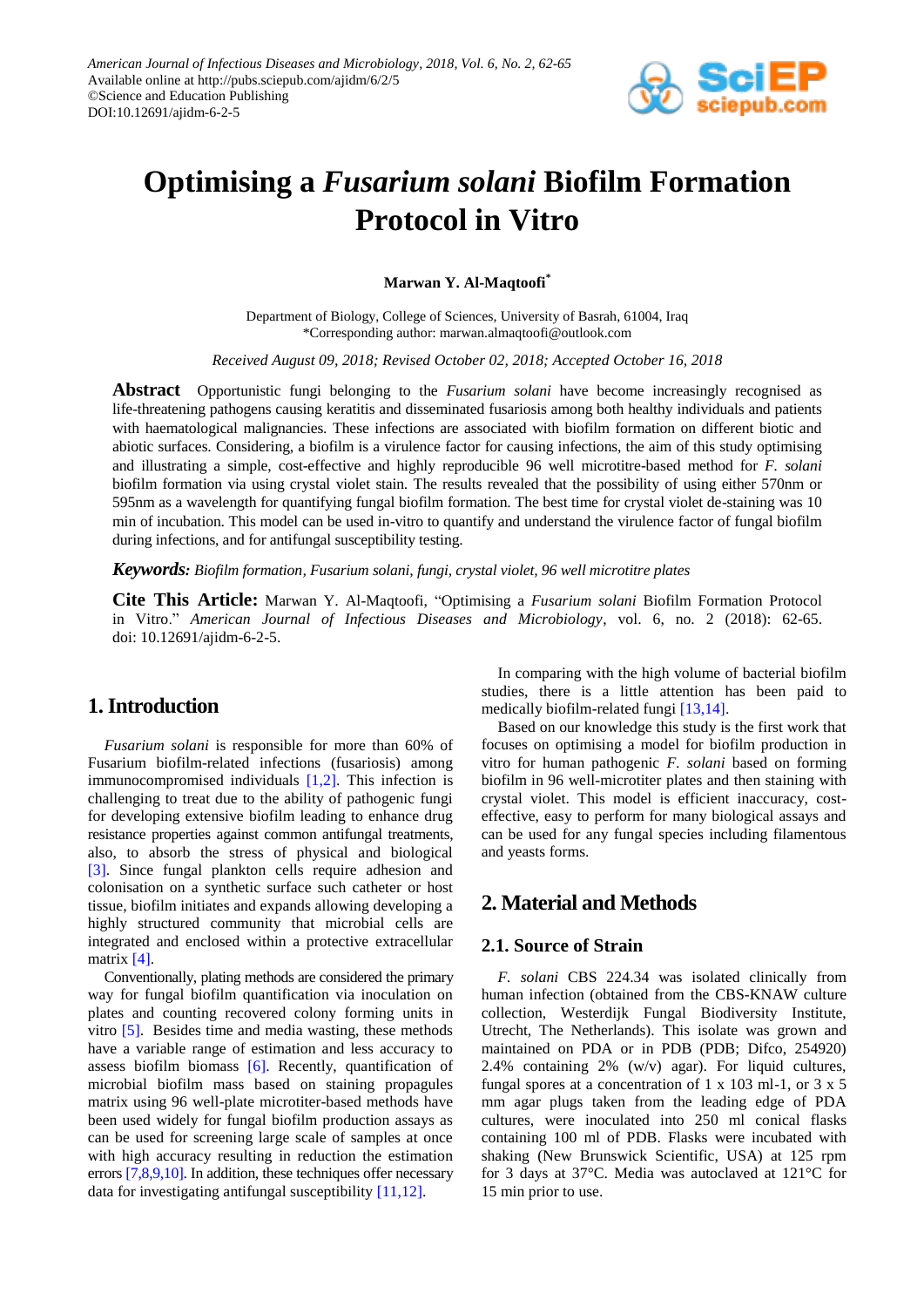# Optimising a *Fusarium solani* Biofilm Formation Protocol in Vitro

**Marwan Y. Al-Maqtoofi***

Department of Biology, College of Sciences, University of Basrah, 61004, Iraq
*Corresponding author: marwan.almaqtoofi@outlook.com

*Received August 09, 2018; Revised October 02, 2018; Accepted October 16, 2018*

**Abstract** Opportunistic fungi belonging to the *Fusarium solani* have become increasingly recognised as life-threatening pathogens causing keratitis and disseminated fusariosis among both healthy individuals and patients with haematological malignancies. These infections are associated with biofilm formation on different biotic and abiotic surfaces. Considering, a biofilm is a virulence factor for causing infections, the aim of this study optimising and illustrating a simple, cost-effective and highly reproducible 96 well microtitre-based method for *F. solani* biofilm formation via using crystal violet stain. The results revealed that the possibility of using either 570nm or 595nm as a wavelength for quantifying fungal biofilm formation. The best time for crystal violet de-staining was 10 min of incubation. This model can be used in-vitro to quantify and understand the virulence factor of fungal biofilm during infections, and for antifungal susceptibility testing.

***Keywords:*** *Biofilm formation, Fusarium solani, fungi, crystal violet, 96 well microtitre plates*

**Cite This Article:** Marwan Y. Al-Maqtoofi, "Optimising a *Fusarium solani* Biofilm Formation Protocol in Vitro." *American Journal of Infectious Diseases and Microbiology*, vol. 6, no. 2 (2018): 62-65. doi: 10.12691/ajidm-6-2-5.

## 1. Introduction

*Fusarium solani* is responsible for more than 60% of Fusarium biofilm-related infections (fusariosis) among immunocompromised individuals [1,2]. This infection is challenging to treat due to the ability of pathogenic fungi for developing extensive biofilm leading to enhance drug resistance properties against common antifungal treatments, also, to absorb the stress of physical and biological [3]. Since fungal plankton cells require adhesion and colonisation on a synthetic surface such catheter or host tissue, biofilm initiates and expands allowing developing a highly structured community that microbial cells are integrated and enclosed within a protective extracellular matrix [4].

Conventionally, plating methods are considered the primary way for fungal biofilm quantification via inoculation on plates and counting recovered colony forming units in vitro [5]. Besides time and media wasting, these methods have a variable range of estimation and less accuracy to assess biofilm biomass [6]. Recently, quantification of microbial biofilm mass based on staining propagules matrix using 96 well-plate microtiter-based methods have been used widely for fungal biofilm production assays as can be used for screening large scale of samples at once with high accuracy resulting in reduction the estimation errors [7,8,9,10]. In addition, these techniques offer necessary data for investigating antifungal susceptibility [11,12].

In comparing with the high volume of bacterial biofilm studies, there is a little attention has been paid to medically biofilm-related fungi [13,14].

Based on our knowledge this study is the first work that focuses on optimising a model for biofilm production in vitro for human pathogenic *F. solani* based on forming biofilm in 96 well-microtiter plates and then staining with crystal violet. This model is efficient inaccuracy, cost-effective, easy to perform for many biological assays and can be used for any fungal species including filamentous and yeasts forms.

## 2. Material and Methods

### 2.1. Source of Strain

*F. solani* CBS 224.34 was isolated clinically from human infection (obtained from the CBS-KNAW culture collection, Westerdijk Fungal Biodiversity Institute, Utrecht, The Netherlands). This isolate was grown and maintained on PDA or in PDB (PDB; Difco, 254920) 2.4% containing 2% (w/v) agar). For liquid cultures, fungal spores at a concentration of 1 x 103 ml-1, or 3 x 5 mm agar plugs taken from the leading edge of PDA cultures, were inoculated into 250 ml conical flasks containing 100 ml of PDB. Flasks were incubated with shaking (New Brunswick Scientific, USA) at 125 rpm for 3 days at 37°C. Media was autoclaved at 121°C for 15 min prior to use.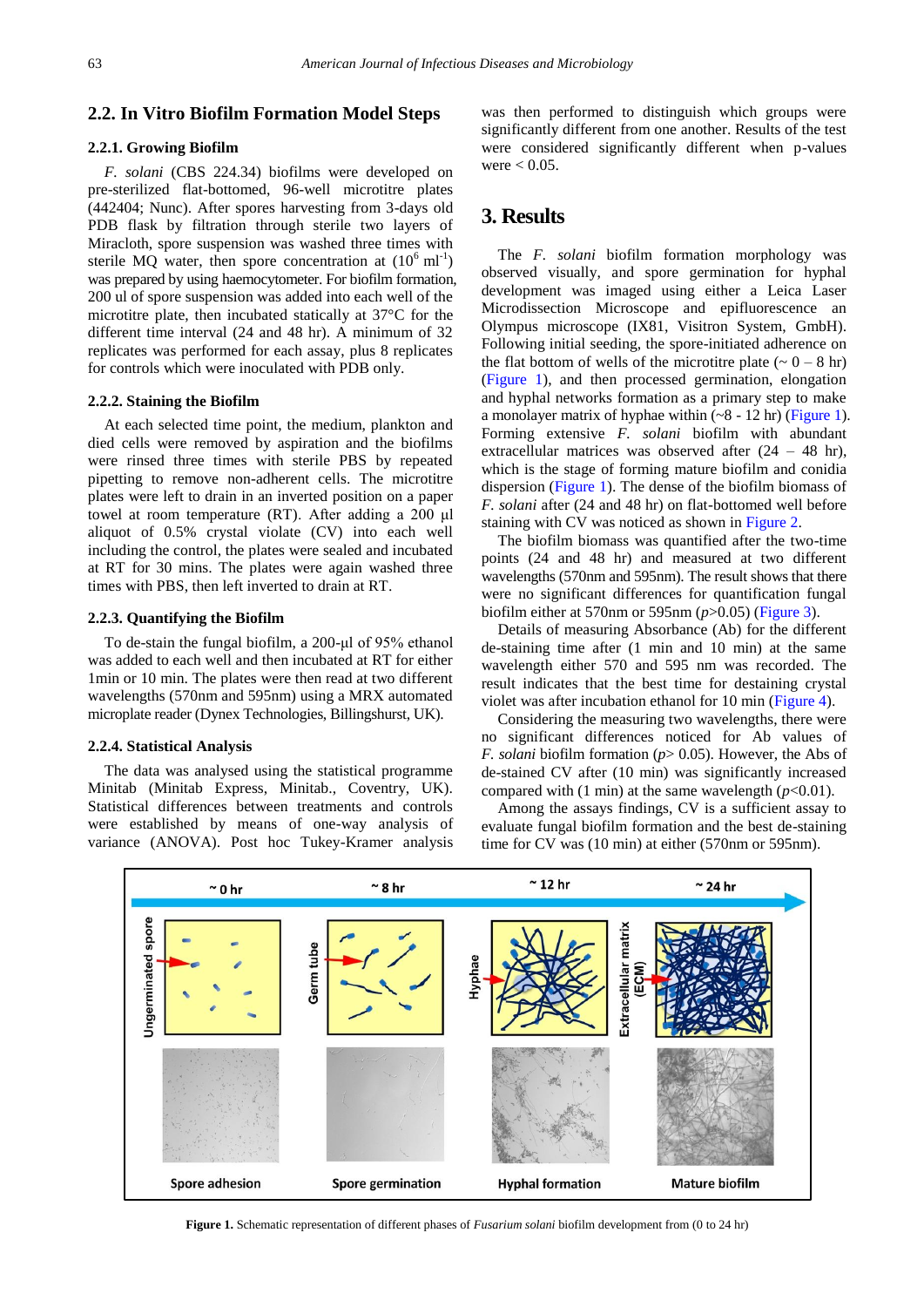## 2.2. In Vitro Biofilm Formation Model Steps

### 2.2.1. Growing Biofilm

*F. solani* (CBS 224.34) biofilms were developed on pre-sterilized flat-bottomed, 96-well microtitre plates (442404; Nunc). After spores harvesting from 3-days old PDB flask by filtration through sterile two layers of Miracloth, spore suspension was washed three times with sterile MQ water, then spore concentration at ($10^6$ ml$^{-1}$) was prepared by using haemocytometer. For biofilm formation, 200 ul of spore suspension was added into each well of the microtitre plate, then incubated statically at 37°C for the different time interval (24 and 48 hr). A minimum of 32 replicates was performed for each assay, plus 8 replicates for controls which were inoculated with PDB only.

### 2.2.2. Staining the Biofilm

At each selected time point, the medium, plankton and died cells were removed by aspiration and the biofilms were rinsed three times with sterile PBS by repeated pipetting to remove non-adherent cells. The microtitre plates were left to drain in an inverted position on a paper towel at room temperature (RT). After adding a 200 µl aliquot of 0.5% crystal violate (CV) into each well including the control, the plates were sealed and incubated at RT for 30 mins. The plates were again washed three times with PBS, then left inverted to drain at RT.

### 2.2.3. Quantifying the Biofilm

To de-stain the fungal biofilm, a 200-µl of 95% ethanol was added to each well and then incubated at RT for either 1min or 10 min. The plates were then read at two different wavelengths (570nm and 595nm) using a MRX automated microplate reader (Dynex Technologies, Billingshurst, UK).

### 2.2.4. Statistical Analysis

The data was analysed using the statistical programme Minitab (Minitab Express, Minitab., Coventry, UK). Statistical differences between treatments and controls were established by means of one-way analysis of variance (ANOVA). Post hoc Tukey-Kramer analysis was then performed to distinguish which groups were significantly different from one another. Results of the test were considered significantly different when p-values were < 0.05.

# 3. Results

The *F. solani* biofilm formation morphology was observed visually, and spore germination for hyphal development was imaged using either a Leica Laser Microdissection Microscope and epifluorescence an Olympus microscope (IX81, Visitron System, GmbH). Following initial seeding, the spore-initiated adherence on the flat bottom of wells of the microtitre plate (~ 0 – 8 hr) (Figure 1), and then processed germination, elongation and hyphal networks formation as a primary step to make a monolayer matrix of hyphae within (~8 - 12 hr) (Figure 1). Forming extensive *F. solani* biofilm with abundant extracellular matrices was observed after (24 – 48 hr), which is the stage of forming mature biofilm and conidia dispersion (Figure 1). The dense of the biofilm biomass of *F. solani* after (24 and 48 hr) on flat-bottomed well before staining with CV was noticed as shown in Figure 2.

The biofilm biomass was quantified after the two-time points (24 and 48 hr) and measured at two different wavelengths (570nm and 595nm). The result shows that there were no significant differences for quantification fungal biofilm either at 570nm or 595nm ($p$>0.05) (Figure 3).

Details of measuring Absorbance (Ab) for the different de-staining time after (1 min and 10 min) at the same wavelength either 570 and 595 nm was recorded. The result indicates that the best time for destaining crystal violet was after incubation ethanol for 10 min (Figure 4).

Considering the measuring two wavelengths, there were no significant differences noticed for Ab values of *F. solani* biofilm formation ($p$> 0.05). However, the Abs of de-stained CV after (10 min) was significantly increased compared with (1 min) at the same wavelength ($p$<0.01).

Among the assays findings, CV is a sufficient assay to evaluate fungal biofilm formation and the best de-staining time for CV was (10 min) at either (570nm or 595nm).

**Figure 1.** Schematic representation of different phases of *Fusarium solani* biofilm development from (0 to 24 hr)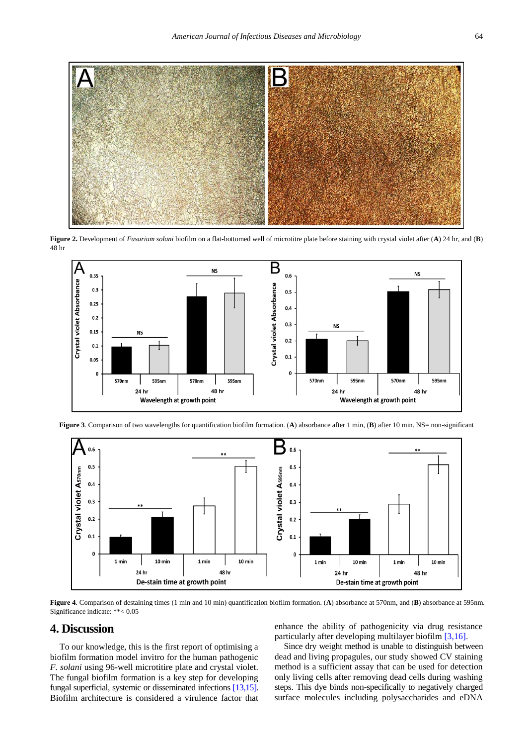**Figure 2.** Development of *Fusarium solani* biofilm on a flat-bottomed well of microtitre plate before staining with crystal violet after (**A**) 24 hr, and (**B**) 48 hr

**Figure 3**. Comparison of two wavelengths for quantification biofilm formation. (**A**) absorbance after 1 min, (**B**) after 10 min. NS= non-significant

**Figure 4**. Comparison of destaining times (1 min and 10 min) quantification biofilm formation. (**A**) absorbance at 570nm, and (**B**) absorbance at 595nm. Significance indicate: **< 0.05

## 4. Discussion

To our knowledge, this is the first report of optimising a biofilm formation model invitro for the human pathogenic *F. solani* using 96-well microtitire plate and crystal violet. The fungal biofilm formation is a key step for developing fungal superficial, systemic or disseminated infections [13,15]. Biofilm architecture is considered a virulence factor that enhance the ability of pathogenicity via drug resistance particularly after developing multilayer biofilm [3,16].

Since dry weight method is unable to distinguish between dead and living propagules, our study showed CV staining method is a sufficient assay that can be used for detection only living cells after removing dead cells during washing steps. This dye binds non-specifically to negatively charged surface molecules including polysaccharides and eDNA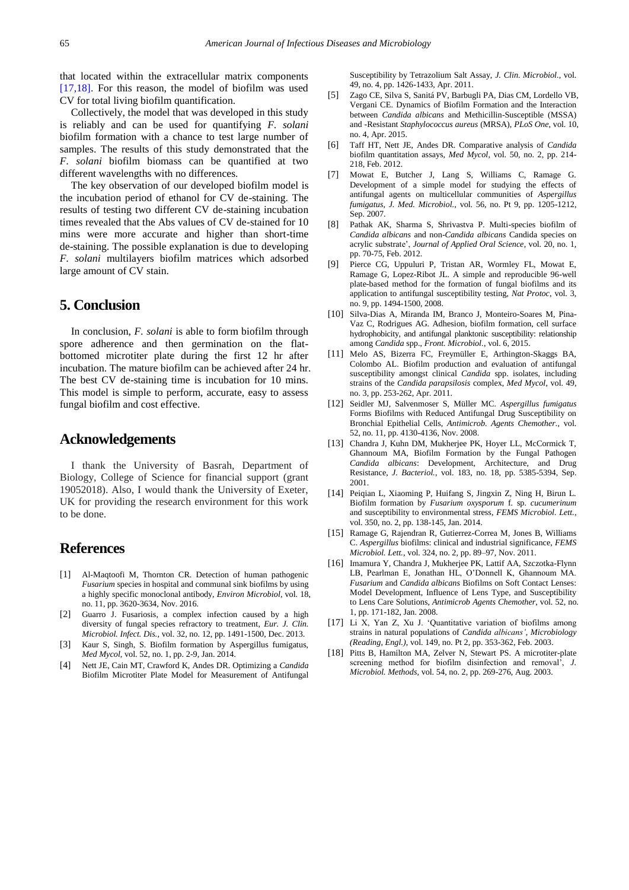that located within the extracellular matrix components [17,18]. For this reason, the model of biofilm was used CV for total living biofilm quantification.

Collectively, the model that was developed in this study is reliably and can be used for quantifying *F. solani* biofilm formation with a chance to test large number of samples. The results of this study demonstrated that the *F. solani* biofilm biomass can be quantified at two different wavelengths with no differences.

The key observation of our developed biofilm model is the incubation period of ethanol for CV de-staining. The results of testing two different CV de-staining incubation times revealed that the Abs values of CV de-stained for 10 mins were more accurate and higher than short-time de-staining. The possible explanation is due to developing *F. solani* multilayers biofilm matrices which adsorbed large amount of CV stain.

# 5. Conclusion

In conclusion, *F. solani* is able to form biofilm through spore adherence and then germination on the flat-bottomed microtiter plate during the first 12 hr after incubation. The mature biofilm can be achieved after 24 hr. The best CV de-staining time is incubation for 10 mins. This model is simple to perform, accurate, easy to assess fungal biofilm and cost effective.

# Acknowledgements

I thank the University of Basrah, Department of Biology, College of Science for financial support (grant 19052018). Also, I would thank the University of Exeter, UK for providing the research environment for this work to be done.

# References

[1] Al-Maqtoofi M, Thornton CR. Detection of human pathogenic *Fusarium* species in hospital and communal sink biofilms by using a highly specific monoclonal antibody, *Environ Microbiol*, vol. 18, no. 11, pp. 3620-3634, Nov. 2016.

[2] Guarro J. Fusariosis, a complex infection caused by a high diversity of fungal species refractory to treatment, *Eur. J. Clin. Microbiol. Infect. Dis.*, vol. 32, no. 12, pp. 1491-1500, Dec. 2013.

[3] Kaur S, Singh, S. Biofilm formation by Aspergillus fumigatus, *Med Mycol*, vol. 52, no. 1, pp. 2-9, Jan. 2014.

[4] Nett JE, Cain MT, Crawford K, Andes DR. Optimizing a *Candida* Biofilm Microtiter Plate Model for Measurement of Antifungal Susceptibility by Tetrazolium Salt Assay, *J. Clin. Microbiol.*, vol. 49, no. 4, pp. 1426-1433, Apr. 2011.

[5] Zago CE, Silva S, Sanitá PV, Barbugli PA, Dias CM, Lordello VB, Vergani CE. Dynamics of Biofilm Formation and the Interaction between *Candida albicans* and Methicillin-Susceptible (MSSA) and -Resistant *Staphylococcus aureus* (MRSA), *PLoS One*, vol. 10, no. 4, Apr. 2015.

[6] Taff HT, Nett JE, Andes DR. Comparative analysis of *Candida* biofilm quantitation assays, *Med Mycol*, vol. 50, no. 2, pp. 214-218, Feb. 2012.

[7] Mowat E, Butcher J, Lang S, Williams C, Ramage G. Development of a simple model for studying the effects of antifungal agents on multicellular communities of *Aspergillus fumigatus*, *J. Med. Microbiol.*, vol. 56, no. Pt 9, pp. 1205-1212, Sep. 2007.

[8] Pathak AK, Sharma S, Shrivastva P. Multi-species biofilm of *Candida albicans* and non-*Candida albicans* Candida species on acrylic substrate', *Journal of Applied Oral Science*, vol. 20, no. 1, pp. 70-75, Feb. 2012.

[9] Pierce CG, Uppuluri P, Tristan AR, Wormley FL, Mowat E, Ramage G, Lopez-Ribot JL. A simple and reproducible 96-well plate-based method for the formation of fungal biofilms and its application to antifungal susceptibility testing, *Nat Protoc*, vol. 3, no. 9, pp. 1494-1500, 2008.

[10] Silva-Dias A, Miranda IM, Branco J, Monteiro-Soares M, Pina-Vaz C, Rodrigues AG. Adhesion, biofilm formation, cell surface hydrophobicity, and antifungal planktonic susceptibility: relationship among *Candida* spp., *Front. Microbiol.*, vol. 6, 2015.

[11] Melo AS, Bizerra FC, Freymüller E, Arthington-Skaggs BA, Colombo AL. Biofilm production and evaluation of antifungal susceptibility amongst clinical *Candida* spp. isolates, including strains of the *Candida parapsilosis* complex, *Med Mycol*, vol. 49, no. 3, pp. 253-262, Apr. 2011.

[12] Seidler MJ, Salvenmoser S, Müller MC. *Aspergillus fumigatus* Forms Biofilms with Reduced Antifungal Drug Susceptibility on Bronchial Epithelial Cells, *Antimicrob. Agents Chemother.*, vol. 52, no. 11, pp. 4130-4136, Nov. 2008.

[13] Chandra J, Kuhn DM, Mukherjee PK, Hoyer LL, McCormick T, Ghannoum MA, Biofilm Formation by the Fungal Pathogen *Candida albicans*: Development, Architecture, and Drug Resistance, *J. Bacteriol.*, vol. 183, no. 18, pp. 5385-5394, Sep. 2001.

[14] Peiqian L, Xiaoming P, Huifang S, Jingxin Z, Ning H, Birun L. Biofilm formation by *Fusarium oxysporum* f. sp. *cucumerinum* and susceptibility to environmental stress, *FEMS Microbiol. Lett.*, vol. 350, no. 2, pp. 138-145, Jan. 2014.

[15] Ramage G, Rajendran R, Gutierrez-Correa M, Jones B, Williams C. *Aspergillus* biofilms: clinical and industrial significance, *FEMS Microbiol. Lett.*, vol. 324, no. 2, pp. 89–97, Nov. 2011.

[16] Imamura Y, Chandra J, Mukherjee PK, Lattif AA, Szczotka-Flynn LB, Pearlman E, Jonathan HL, O'Donnell K, Ghannoum MA. *Fusarium* and *Candida albicans* Biofilms on Soft Contact Lenses: Model Development, Influence of Lens Type, and Susceptibility to Lens Care Solutions, *Antimicrob Agents Chemother*, vol. 52, no. 1, pp. 171-182, Jan. 2008.

[17] Li X, Yan Z, Xu J. 'Quantitative variation of biofilms among strains in natural populations of *Candida albicans'*, *Microbiology (Reading, Engl.)*, vol. 149, no. Pt 2, pp. 353-362, Feb. 2003.

[18] Pitts B, Hamilton MA, Zelver N, Stewart PS. A microtiter-plate screening method for biofilm disinfection and removal', *J. Microbiol. Methods*, vol. 54, no. 2, pp. 269-276, Aug. 2003.